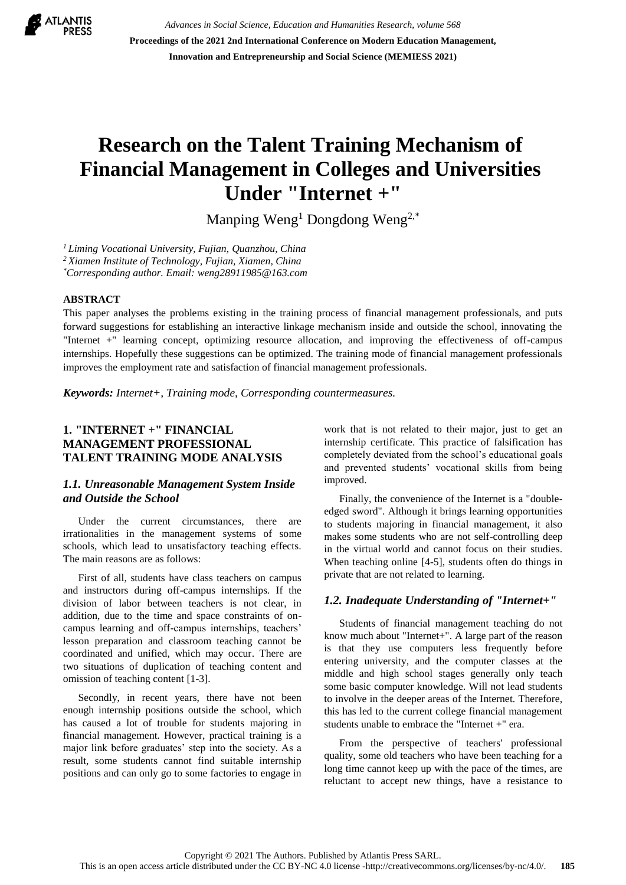# Research on the Talent Training Mechanism of Financial Management in Colleges and Universities Under "Internet +"

Manping Weng[1] Dongdong Weng[2,*]

[1] *Liming Vocational University, Fujian, Quanzhou, China*
[2] *Xiamen Institute of Technology, Fujian, Xiamen, China*
[*] *Corresponding author. Email: weng28911985@163.com*

## ABSTRACT

This paper analyses the problems existing in the training process of financial management professionals, and puts forward suggestions for establishing an interactive linkage mechanism inside and outside the school, innovating the "Internet +" learning concept, optimizing resource allocation, and improving the effectiveness of off-campus internships. Hopefully these suggestions can be optimized. The training mode of financial management professionals improves the employment rate and satisfaction of financial management professionals.

***Keywords:*** *Internet+, Training mode, Corresponding countermeasures.*

## 1. "INTERNET +" FINANCIAL MANAGEMENT PROFESSIONAL TALENT TRAINING MODE ANALYSIS

### *1.1. Unreasonable Management System Inside and Outside the School*

Under the current circumstances, there are irrationalities in the management systems of some schools, which lead to unsatisfactory teaching effects. The main reasons are as follows:

First of all, students have class teachers on campus and instructors during off-campus internships. If the division of labor between teachers is not clear, in addition, due to the time and space constraints of on-campus learning and off-campus internships, teachers' lesson preparation and classroom teaching cannot be coordinated and unified, which may occur. There are two situations of duplication of teaching content and omission of teaching content [1-3].

Secondly, in recent years, there have not been enough internship positions outside the school, which has caused a lot of trouble for students majoring in financial management. However, practical training is a major link before graduates' step into the society. As a result, some students cannot find suitable internship positions and can only go to some factories to engage in work that is not related to their major, just to get an internship certificate. This practice of falsification has completely deviated from the school's educational goals and prevented students' vocational skills from being improved.

Finally, the convenience of the Internet is a "double-edged sword". Although it brings learning opportunities to students majoring in financial management, it also makes some students who are not self-controlling deep in the virtual world and cannot focus on their studies. When teaching online [4-5], students often do things in private that are not related to learning.

### *1.2. Inadequate Understanding of "Internet+"*

Students of financial management teaching do not know much about "Internet+". A large part of the reason is that they use computers less frequently before entering university, and the computer classes at the middle and high school stages generally only teach some basic computer knowledge. Will not lead students to involve in the deeper areas of the Internet. Therefore, this has led to the current college financial management students unable to embrace the "Internet +" era.

From the perspective of teachers' professional quality, some old teachers who have been teaching for a long time cannot keep up with the pace of the times, are reluctant to accept new things, have a resistance to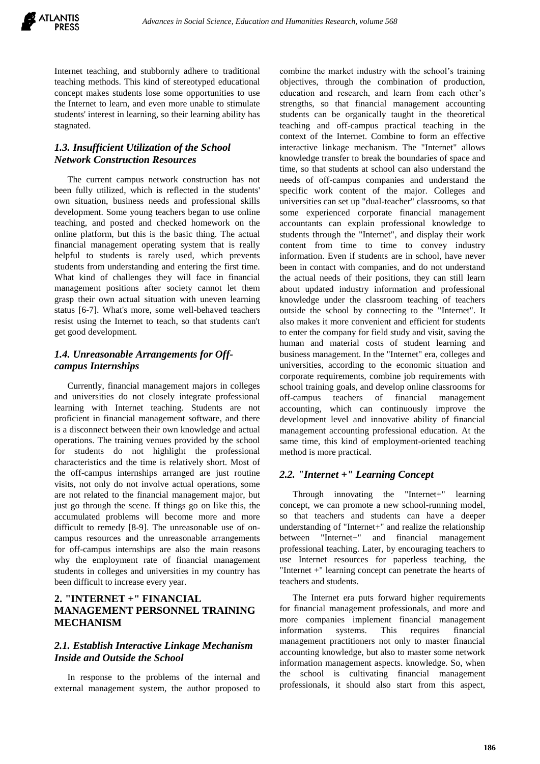Internet teaching, and stubbornly adhere to traditional teaching methods. This kind of stereotyped educational concept makes students lose some opportunities to use the Internet to learn, and even more unable to stimulate students' interest in learning, so their learning ability has stagnated.

### *1.3. Insufficient Utilization of the School Network Construction Resources*

The current campus network construction has not been fully utilized, which is reflected in the students' own situation, business needs and professional skills development. Some young teachers began to use online teaching, and posted and checked homework on the online platform, but this is the basic thing. The actual financial management operating system that is really helpful to students is rarely used, which prevents students from understanding and entering the first time. What kind of challenges they will face in financial management positions after society cannot let them grasp their own actual situation with uneven learning status [6-7]. What's more, some well-behaved teachers resist using the Internet to teach, so that students can't get good development.

### *1.4. Unreasonable Arrangements for Off-campus Internships*

Currently, financial management majors in colleges and universities do not closely integrate professional learning with Internet teaching. Students are not proficient in financial management software, and there is a disconnect between their own knowledge and actual operations. The training venues provided by the school for students do not highlight the professional characteristics and the time is relatively short. Most of the off-campus internships arranged are just routine visits, not only do not involve actual operations, some are not related to the financial management major, but just go through the scene. If things go on like this, the accumulated problems will become more and more difficult to remedy [8-9]. The unreasonable use of on-campus resources and the unreasonable arrangements for off-campus internships are also the main reasons why the employment rate of financial management students in colleges and universities in my country has been difficult to increase every year.

## 2. "INTERNET +" FINANCIAL MANAGEMENT PERSONNEL TRAINING MECHANISM

### *2.1. Establish Interactive Linkage Mechanism Inside and Outside the School*

In response to the problems of the internal and external management system, the author proposed to combine the market industry with the school's training objectives, through the combination of production, education and research, and learn from each other's strengths, so that financial management accounting students can be organically taught in the theoretical teaching and off-campus practical teaching in the context of the Internet. Combine to form an effective interactive linkage mechanism. The "Internet" allows knowledge transfer to break the boundaries of space and time, so that students at school can also understand the needs of off-campus companies and understand the specific work content of the major. Colleges and universities can set up "dual-teacher" classrooms, so that some experienced corporate financial management accountants can explain professional knowledge to students through the "Internet", and display their work content from time to time to convey industry information. Even if students are in school, have never been in contact with companies, and do not understand the actual needs of their positions, they can still learn about updated industry information and professional knowledge under the classroom teaching of teachers outside the school by connecting to the "Internet". It also makes it more convenient and efficient for students to enter the company for field study and visit, saving the human and material costs of student learning and business management. In the "Internet" era, colleges and universities, according to the economic situation and corporate requirements, combine job requirements with school training goals, and develop online classrooms for off-campus teachers of financial management accounting, which can continuously improve the development level and innovative ability of financial management accounting professional education. At the same time, this kind of employment-oriented teaching method is more practical.

### *2.2. "Internet +" Learning Concept*

Through innovating the "Internet+" learning concept, we can promote a new school-running model, so that teachers and students can have a deeper understanding of "Internet+" and realize the relationship between "Internet+" and financial management professional teaching. Later, by encouraging teachers to use Internet resources for paperless teaching, the "Internet +" learning concept can penetrate the hearts of teachers and students.

The Internet era puts forward higher requirements for financial management professionals, and more and more companies implement financial management information systems. This requires financial management practitioners not only to master financial accounting knowledge, but also to master some network information management aspects. knowledge. So, when the school is cultivating financial management professionals, it should also start from this aspect,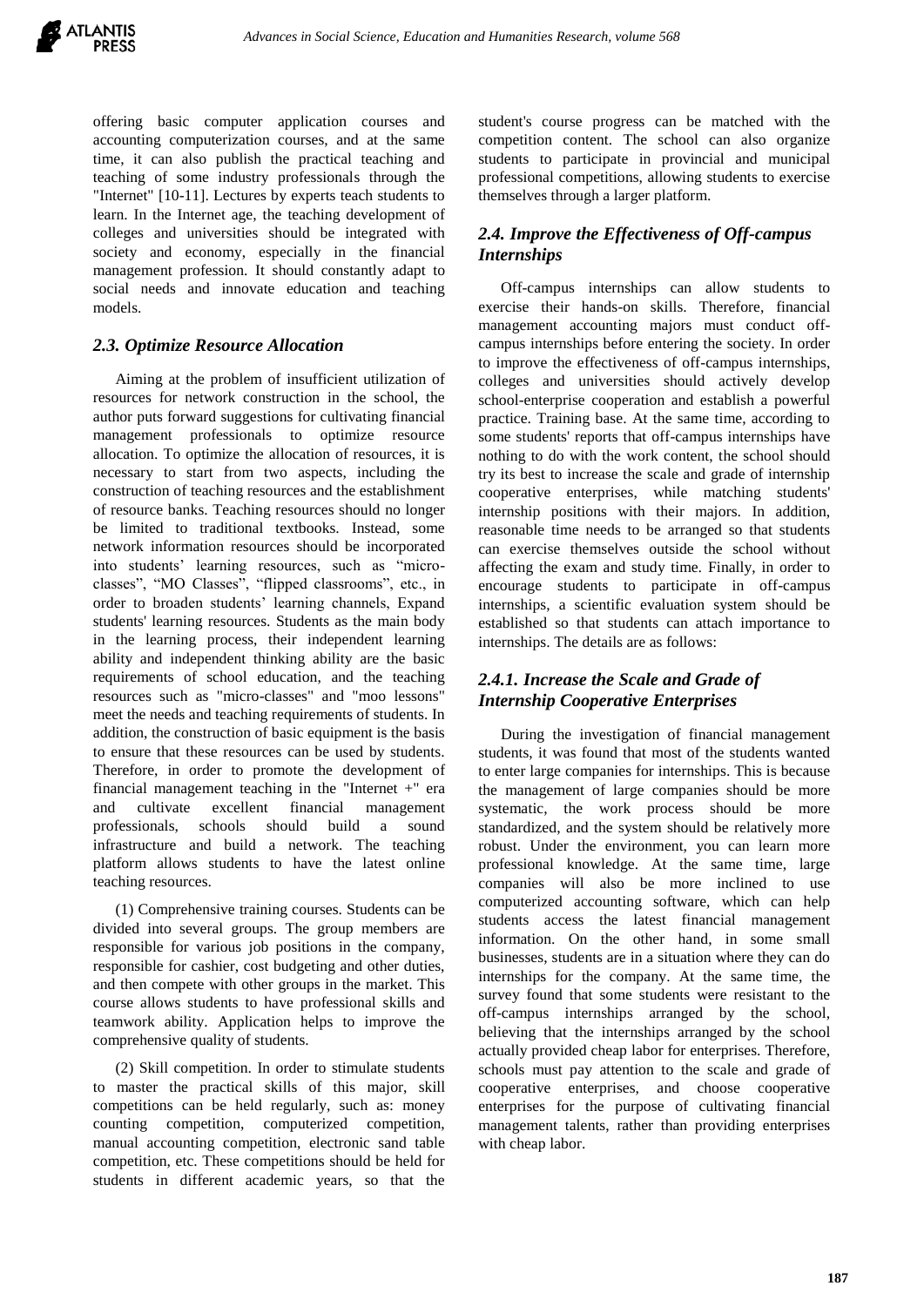offering basic computer application courses and accounting computerization courses, and at the same time, it can also publish the practical teaching and teaching of some industry professionals through the "Internet" [10-11]. Lectures by experts teach students to learn. In the Internet age, the teaching development of colleges and universities should be integrated with society and economy, especially in the financial management profession. It should constantly adapt to social needs and innovate education and teaching models.

### 2.3. Optimize Resource Allocation

Aiming at the problem of insufficient utilization of resources for network construction in the school, the author puts forward suggestions for cultivating financial management professionals to optimize resource allocation. To optimize the allocation of resources, it is necessary to start from two aspects, including the construction of teaching resources and the establishment of resource banks. Teaching resources should no longer be limited to traditional textbooks. Instead, some network information resources should be incorporated into students' learning resources, such as "micro-classes", "MO Classes", "flipped classrooms", etc., in order to broaden students' learning channels, Expand students' learning resources. Students as the main body in the learning process, their independent learning ability and independent thinking ability are the basic requirements of school education, and the teaching resources such as "micro-classes" and "moo lessons" meet the needs and teaching requirements of students. In addition, the construction of basic equipment is the basis to ensure that these resources can be used by students. Therefore, in order to promote the development of financial management teaching in the "Internet +" era and cultivate excellent financial management professionals, schools should build a sound infrastructure and build a network. The teaching platform allows students to have the latest online teaching resources.

(1) Comprehensive training courses. Students can be divided into several groups. The group members are responsible for various job positions in the company, responsible for cashier, cost budgeting and other duties, and then compete with other groups in the market. This course allows students to have professional skills and teamwork ability. Application helps to improve the comprehensive quality of students.

(2) Skill competition. In order to stimulate students to master the practical skills of this major, skill competitions can be held regularly, such as: money counting competition, computerized competition, manual accounting competition, electronic sand table competition, etc. These competitions should be held for students in different academic years, so that the student's course progress can be matched with the competition content. The school can also organize students to participate in provincial and municipal professional competitions, allowing students to exercise themselves through a larger platform.

### 2.4. Improve the Effectiveness of Off-campus Internships

Off-campus internships can allow students to exercise their hands-on skills. Therefore, financial management accounting majors must conduct off-campus internships before entering the society. In order to improve the effectiveness of off-campus internships, colleges and universities should actively develop school-enterprise cooperation and establish a powerful practice. Training base. At the same time, according to some students' reports that off-campus internships have nothing to do with the work content, the school should try its best to increase the scale and grade of internship cooperative enterprises, while matching students' internship positions with their majors. In addition, reasonable time needs to be arranged so that students can exercise themselves outside the school without affecting the exam and study time. Finally, in order to encourage students to participate in off-campus internships, a scientific evaluation system should be established so that students can attach importance to internships. The details are as follows:

#### 2.4.1. Increase the Scale and Grade of Internship Cooperative Enterprises

During the investigation of financial management students, it was found that most of the students wanted to enter large companies for internships. This is because the management of large companies should be more systematic, the work process should be more standardized, and the system should be relatively more robust. Under the environment, you can learn more professional knowledge. At the same time, large companies will also be more inclined to use computerized accounting software, which can help students access the latest financial management information. On the other hand, in some small businesses, students are in a situation where they can do internships for the company. At the same time, the survey found that some students were resistant to the off-campus internships arranged by the school, believing that the internships arranged by the school actually provided cheap labor for enterprises. Therefore, schools must pay attention to the scale and grade of cooperative enterprises, and choose cooperative enterprises for the purpose of cultivating financial management talents, rather than providing enterprises with cheap labor.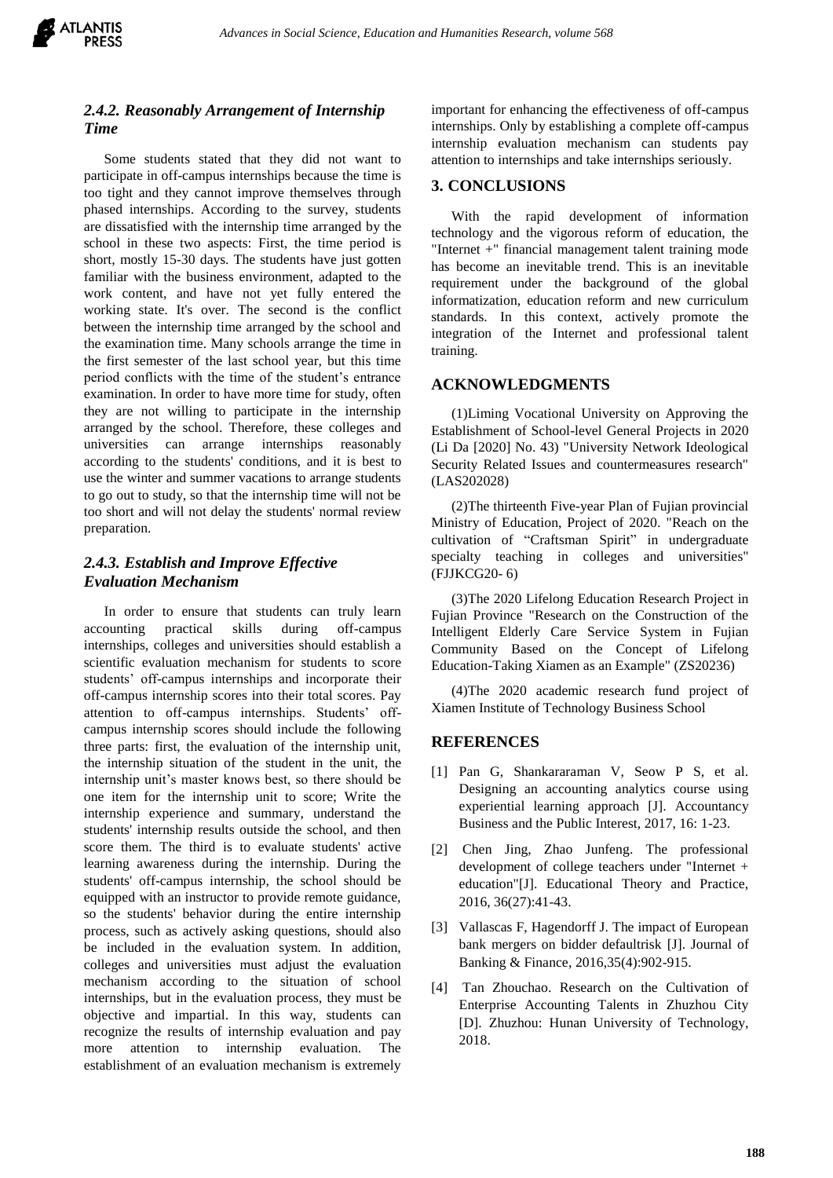### *2.4.2. Reasonably Arrangement of Internship Time*

Some students stated that they did not want to participate in off-campus internships because the time is too tight and they cannot improve themselves through phased internships. According to the survey, students are dissatisfied with the internship time arranged by the school in these two aspects: First, the time period is short, mostly 15-30 days. The students have just gotten familiar with the business environment, adapted to the work content, and have not yet fully entered the working state. It's over. The second is the conflict between the internship time arranged by the school and the examination time. Many schools arrange the time in the first semester of the last school year, but this time period conflicts with the time of the student's entrance examination. In order to have more time for study, often they are not willing to participate in the internship arranged by the school. Therefore, these colleges and universities can arrange internships reasonably according to the students' conditions, and it is best to use the winter and summer vacations to arrange students to go out to study, so that the internship time will not be too short and will not delay the students' normal review preparation.

### *2.4.3. Establish and Improve Effective Evaluation Mechanism*

In order to ensure that students can truly learn accounting practical skills during off-campus internships, colleges and universities should establish a scientific evaluation mechanism for students to score students' off-campus internships and incorporate their off-campus internship scores into their total scores. Pay attention to off-campus internships. Students' off-campus internship scores should include the following three parts: first, the evaluation of the internship unit, the internship situation of the student in the unit, the internship unit's master knows best, so there should be one item for the internship unit to score; Write the internship experience and summary, understand the students' internship results outside the school, and then score them. The third is to evaluate students' active learning awareness during the internship. During the students' off-campus internship, the school should be equipped with an instructor to provide remote guidance, so the students' behavior during the entire internship process, such as actively asking questions, should also be included in the evaluation system. In addition, colleges and universities must adjust the evaluation mechanism according to the situation of school internships, but in the evaluation process, they must be objective and impartial. In this way, students can recognize the results of internship evaluation and pay more attention to internship evaluation. The establishment of an evaluation mechanism is extremely important for enhancing the effectiveness of off-campus internships. Only by establishing a complete off-campus internship evaluation mechanism can students pay attention to internships and take internships seriously.

## 3. CONCLUSIONS

With the rapid development of information technology and the vigorous reform of education, the "Internet +" financial management talent training mode has become an inevitable trend. This is an inevitable requirement under the background of the global informatization, education reform and new curriculum standards. In this context, actively promote the integration of the Internet and professional talent training.

## ACKNOWLEDGMENTS

(1)Liming Vocational University on Approving the Establishment of School-level General Projects in 2020 (Li Da [2020] No. 43) "University Network Ideological Security Related Issues and countermeasures research" (LAS202028)

(2)The thirteenth Five-year Plan of Fujian provincial Ministry of Education, Project of 2020. "Reach on the cultivation of "Craftsman Spirit" in undergraduate specialty teaching in colleges and universities" (FJJKCG20- 6)

(3)The 2020 Lifelong Education Research Project in Fujian Province "Research on the Construction of the Intelligent Elderly Care Service System in Fujian Community Based on the Concept of Lifelong Education-Taking Xiamen as an Example" (ZS20236)

(4)The 2020 academic research fund project of Xiamen Institute of Technology Business School

## REFERENCES

[1] Pan G, Shankararaman V, Seow P S, et al. Designing an accounting analytics course using experiential learning approach [J]. Accountancy Business and the Public Interest, 2017, 16: 1-23.

[2] Chen Jing, Zhao Junfeng. The professional development of college teachers under "Internet + education"[J]. Educational Theory and Practice, 2016, 36(27):41-43.

[3] Vallascas F, Hagendorff J. The impact of European bank mergers on bidder defaultrisk [J]. Journal of Banking & Finance, 2016,35(4):902-915.

[4] Tan Zhouchao. Research on the Cultivation of Enterprise Accounting Talents in Zhuzhou City [D]. Zhuzhou: Hunan University of Technology, 2018.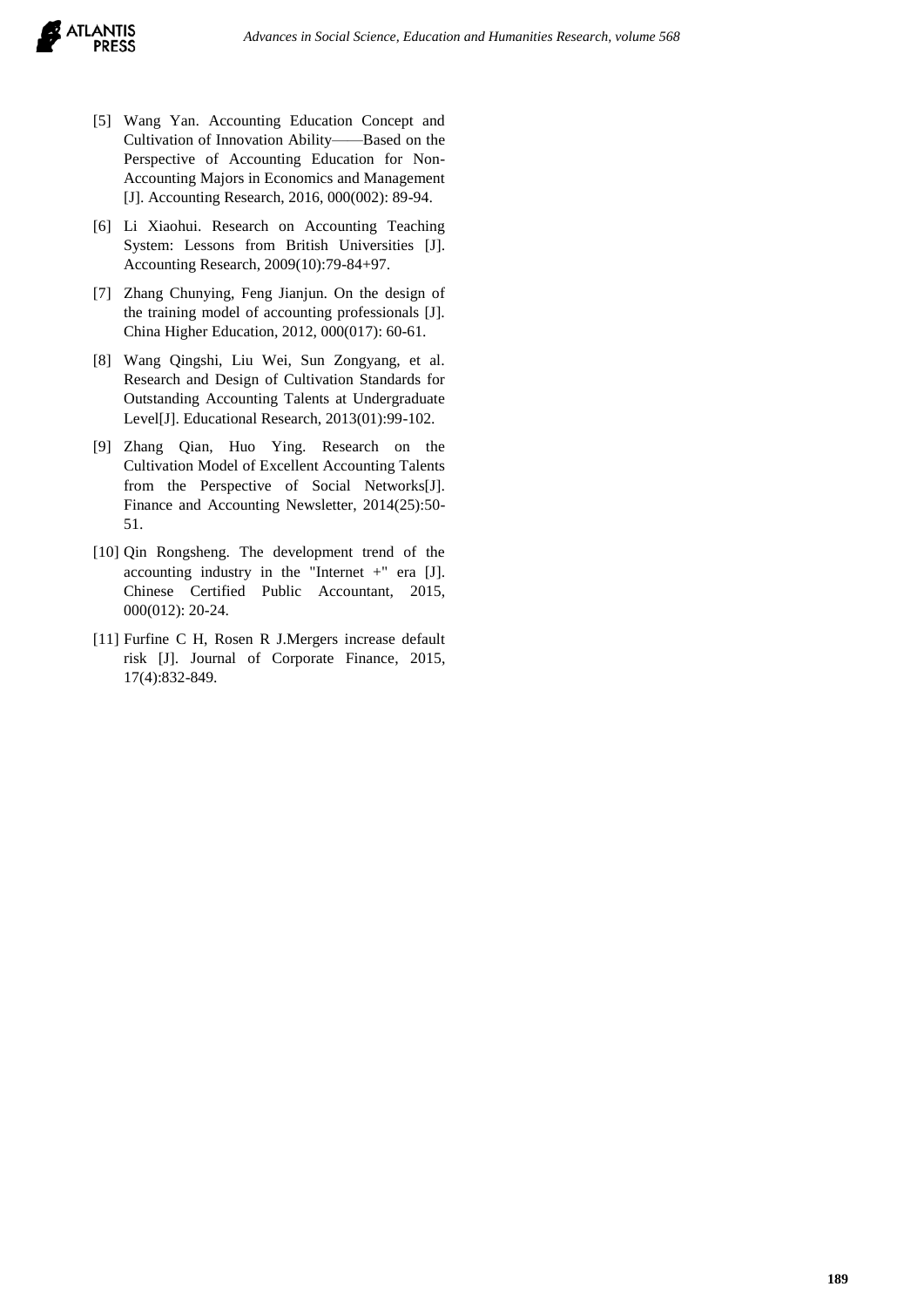[5] Wang Yan. Accounting Education Concept and Cultivation of Innovation Ability——Based on the Perspective of Accounting Education for Non-Accounting Majors in Economics and Management [J]. Accounting Research, 2016, 000(002): 89-94.

[6] Li Xiaohui. Research on Accounting Teaching System: Lessons from British Universities [J]. Accounting Research, 2009(10):79-84+97.

[7] Zhang Chunying, Feng Jianjun. On the design of the training model of accounting professionals [J]. China Higher Education, 2012, 000(017): 60-61.

[8] Wang Qingshi, Liu Wei, Sun Zongyang, et al. Research and Design of Cultivation Standards for Outstanding Accounting Talents at Undergraduate Level[J]. Educational Research, 2013(01):99-102.

[9] Zhang Qian, Huo Ying. Research on the Cultivation Model of Excellent Accounting Talents from the Perspective of Social Networks[J]. Finance and Accounting Newsletter, 2014(25):50-51.

[10] Qin Rongsheng. The development trend of the accounting industry in the "Internet +" era [J]. Chinese Certified Public Accountant, 2015, 000(012): 20-24.

[11] Furfine C H, Rosen R J.Mergers increase default risk [J]. Journal of Corporate Finance, 2015, 17(4):832-849.